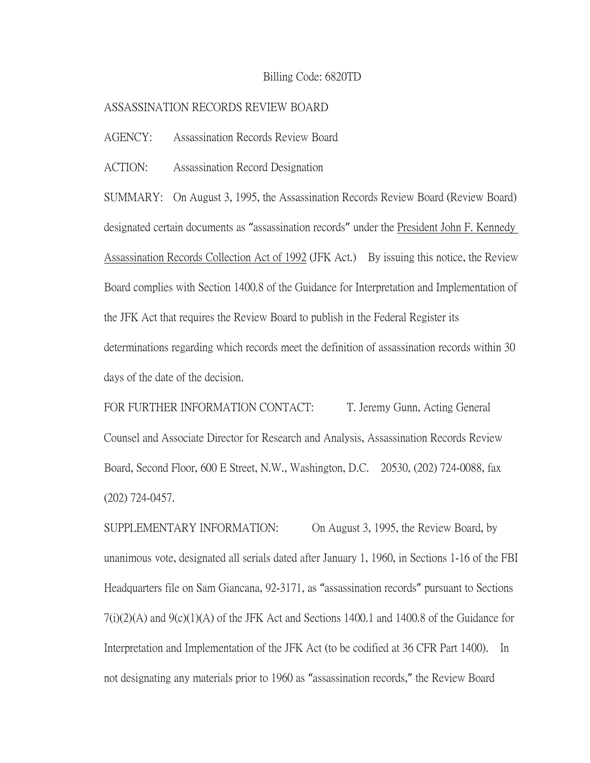Billing Code: 6820TD

ASSASSINATION RECORDS REVIEW BOARD

AGENCY: Assassination Records Review Board

ACTION: Assassination Record Designation

SUMMARY: On August 3, 1995, the Assassination Records Review Board (Review Board) designated certain documents as "assassination records" under the President John F. Kennedy Assassination Records Collection Act of 1992 (JFK Act.) By issuing this notice, the Review Board complies with Section 1400.8 of the Guidance for Interpretation and Implementation of the JFK Act that requires the Review Board to publish in the Federal Register its determinations regarding which records meet the definition of assassination records within 30 days of the date of the decision.

FOR FURTHER INFORMATION CONTACT: T. Jeremy Gunn, Acting General Counsel and Associate Director for Research and Analysis, Assassination Records Review Board, Second Floor, 600 E Street, N.W., Washington, D.C. 20530, (202) 724-0088, fax (202) 724-0457.

SUPPLEMENTARY INFORMATION: On August 3, 1995, the Review Board, by unanimous vote, designated all serials dated after January 1, 1960, in Sections 1-16 of the FBI Headquarters file on Sam Giancana, 92-3171, as "assassination records" pursuant to Sections 7(i)(2)(A) and 9(c)(1)(A) of the JFK Act and Sections 1400.1 and 1400.8 of the Guidance for Interpretation and Implementation of the JFK Act (to be codified at 36 CFR Part 1400). In not designating any materials prior to 1960 as "assassination records," the Review Board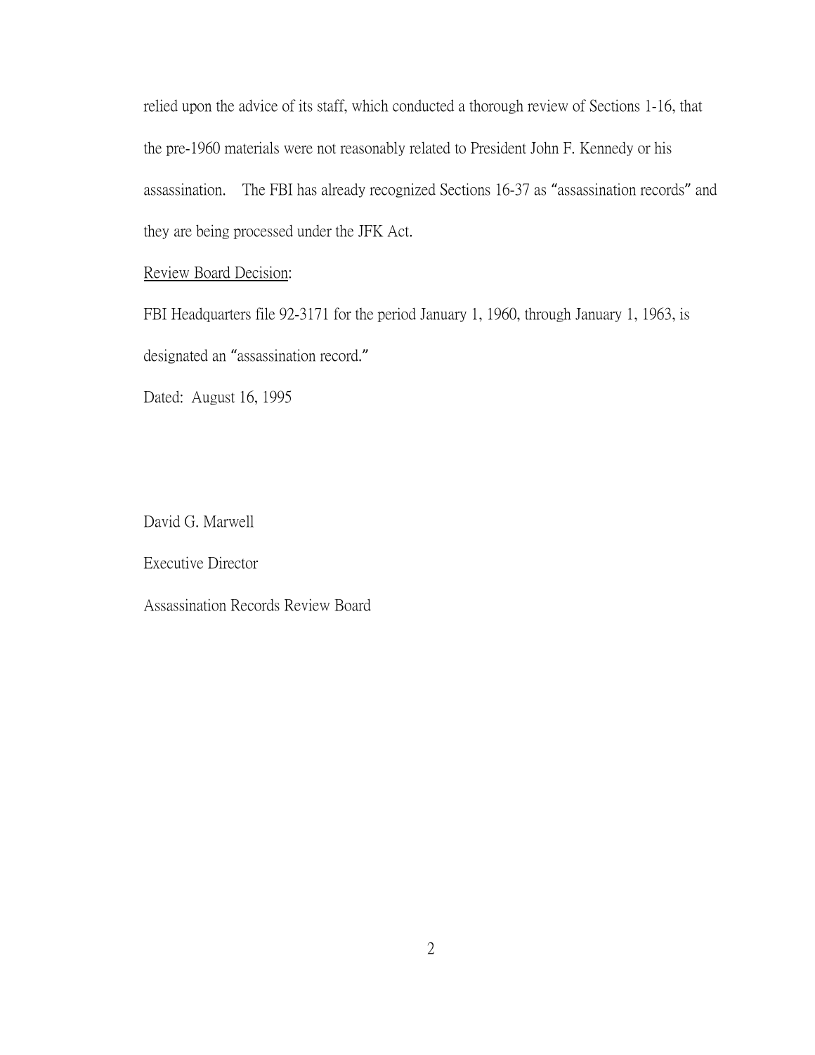relied upon the advice of its staff, which conducted a thorough review of Sections 1-16, that the pre-1960 materials were not reasonably related to President John F. Kennedy or his assassination. The FBI has already recognized Sections 16-37 as "assassination records" and they are being processed under the JFK Act.

<u>Review Board Decision</u>:

FBI Headquarters file 92-3171 for the period January 1, 1960, through January 1, 1963, is designated an "assassination record."

Dated: August 16, 1995

David G. Marwell

Executive Director

Assassination Records Review Board